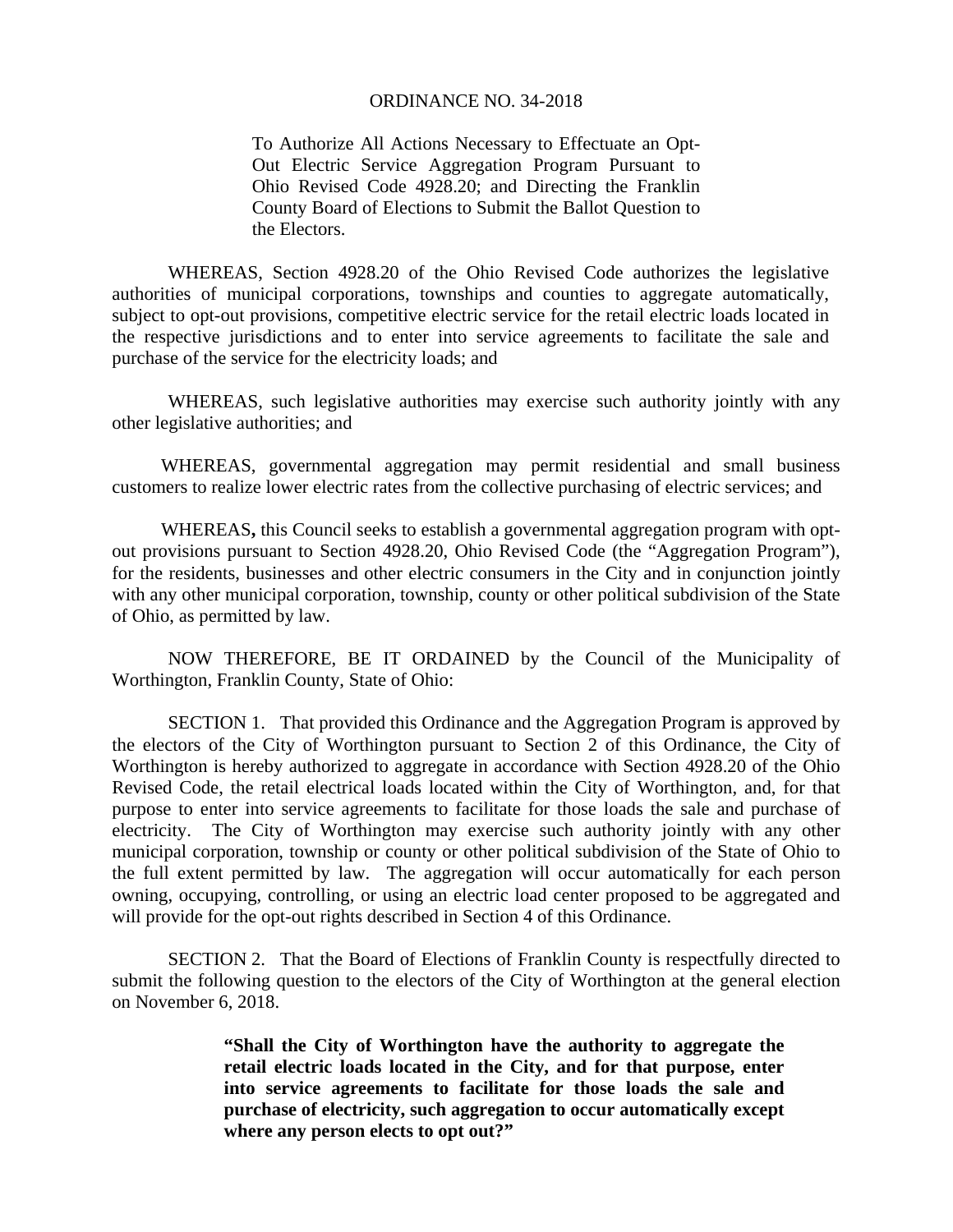# ORDINANCE NO. 34-2018

To Authorize All Actions Necessary to Effectuate an Opt-Out Electric Service Aggregation Program Pursuant to Ohio Revised Code 4928.20; and Directing the Franklin County Board of Elections to Submit the Ballot Question to the Electors.

WHEREAS, Section 4928.20 of the Ohio Revised Code authorizes the legislative authorities of municipal corporations, townships and counties to aggregate automatically, subject to opt-out provisions, competitive electric service for the retail electric loads located in the respective jurisdictions and to enter into service agreements to facilitate the sale and purchase of the service for the electricity loads; and

WHEREAS, such legislative authorities may exercise such authority jointly with any other legislative authorities; and

WHEREAS, governmental aggregation may permit residential and small business customers to realize lower electric rates from the collective purchasing of electric services; and

WHEREAS**,** this Council seeks to establish a governmental aggregation program with opt-out provisions pursuant to Section 4928.20, Ohio Revised Code (the "Aggregation Program"), for the residents, businesses and other electric consumers in the City and in conjunction jointly with any other municipal corporation, township, county or other political subdivision of the State of Ohio, as permitted by law.

NOW THEREFORE, BE IT ORDAINED by the Council of the Municipality of Worthington, Franklin County, State of Ohio:

SECTION 1. That provided this Ordinance and the Aggregation Program is approved by the electors of the City of Worthington pursuant to Section 2 of this Ordinance, the City of Worthington is hereby authorized to aggregate in accordance with Section 4928.20 of the Ohio Revised Code, the retail electrical loads located within the City of Worthington, and, for that purpose to enter into service agreements to facilitate for those loads the sale and purchase of electricity. The City of Worthington may exercise such authority jointly with any other municipal corporation, township or county or other political subdivision of the State of Ohio to the full extent permitted by law. The aggregation will occur automatically for each person owning, occupying, controlling, or using an electric load center proposed to be aggregated and will provide for the opt-out rights described in Section 4 of this Ordinance.

SECTION 2. That the Board of Elections of Franklin County is respectfully directed to submit the following question to the electors of the City of Worthington at the general election on November 6, 2018.

> **"Shall the City of Worthington have the authority to aggregate the retail electric loads located in the City, and for that purpose, enter into service agreements to facilitate for those loads the sale and purchase of electricity, such aggregation to occur automatically except where any person elects to opt out?"**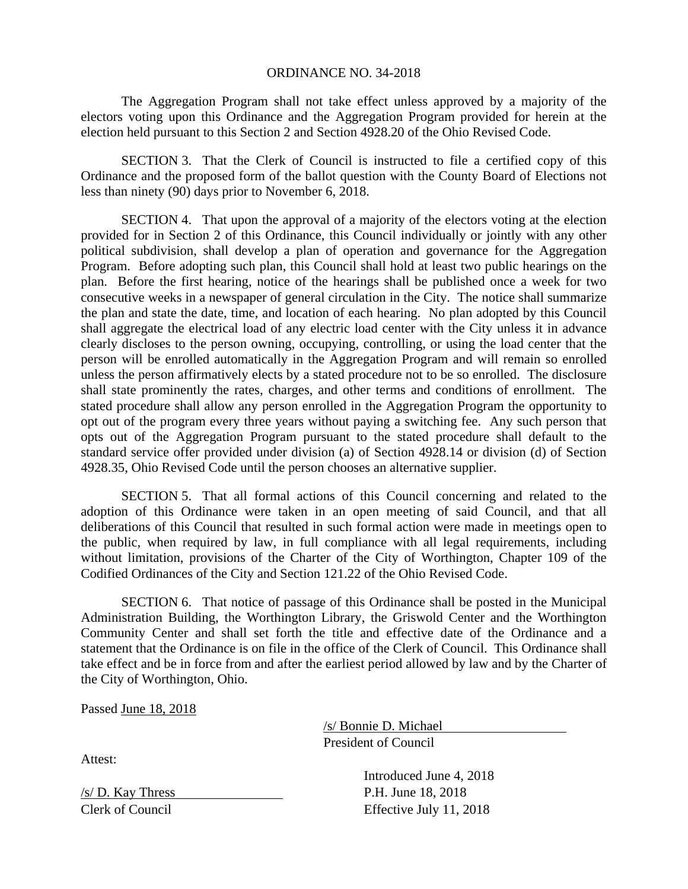ORDINANCE NO. 34-2018

The Aggregation Program shall not take effect unless approved by a majority of the electors voting upon this Ordinance and the Aggregation Program provided for herein at the election held pursuant to this Section 2 and Section 4928.20 of the Ohio Revised Code.

SECTION 3. That the Clerk of Council is instructed to file a certified copy of this Ordinance and the proposed form of the ballot question with the County Board of Elections not less than ninety (90) days prior to November 6, 2018.

SECTION 4. That upon the approval of a majority of the electors voting at the election provided for in Section 2 of this Ordinance, this Council individually or jointly with any other political subdivision, shall develop a plan of operation and governance for the Aggregation Program. Before adopting such plan, this Council shall hold at least two public hearings on the plan. Before the first hearing, notice of the hearings shall be published once a week for two consecutive weeks in a newspaper of general circulation in the City. The notice shall summarize the plan and state the date, time, and location of each hearing. No plan adopted by this Council shall aggregate the electrical load of any electric load center with the City unless it in advance clearly discloses to the person owning, occupying, controlling, or using the load center that the person will be enrolled automatically in the Aggregation Program and will remain so enrolled unless the person affirmatively elects by a stated procedure not to be so enrolled. The disclosure shall state prominently the rates, charges, and other terms and conditions of enrollment. The stated procedure shall allow any person enrolled in the Aggregation Program the opportunity to opt out of the program every three years without paying a switching fee. Any such person that opts out of the Aggregation Program pursuant to the stated procedure shall default to the standard service offer provided under division (a) of Section 4928.14 or division (d) of Section 4928.35, Ohio Revised Code until the person chooses an alternative supplier.

SECTION 5. That all formal actions of this Council concerning and related to the adoption of this Ordinance were taken in an open meeting of said Council, and that all deliberations of this Council that resulted in such formal action were made in meetings open to the public, when required by law, in full compliance with all legal requirements, including without limitation, provisions of the Charter of the City of Worthington, Chapter 109 of the Codified Ordinances of the City and Section 121.22 of the Ohio Revised Code.

SECTION 6. That notice of passage of this Ordinance shall be posted in the Municipal Administration Building, the Worthington Library, the Griswold Center and the Worthington Community Center and shall set forth the title and effective date of the Ordinance and a statement that the Ordinance is on file in the office of the Clerk of Council. This Ordinance shall take effect and be in force from and after the earliest period allowed by law and by the Charter of the City of Worthington, Ohio.

Passed June 18, 2018

/s/ Bonnie D. Michael
President of Council

Attest:

/s/ D. Kay Thress
Clerk of Council

Introduced June 4, 2018
P.H. June 18, 2018
Effective July 11, 2018